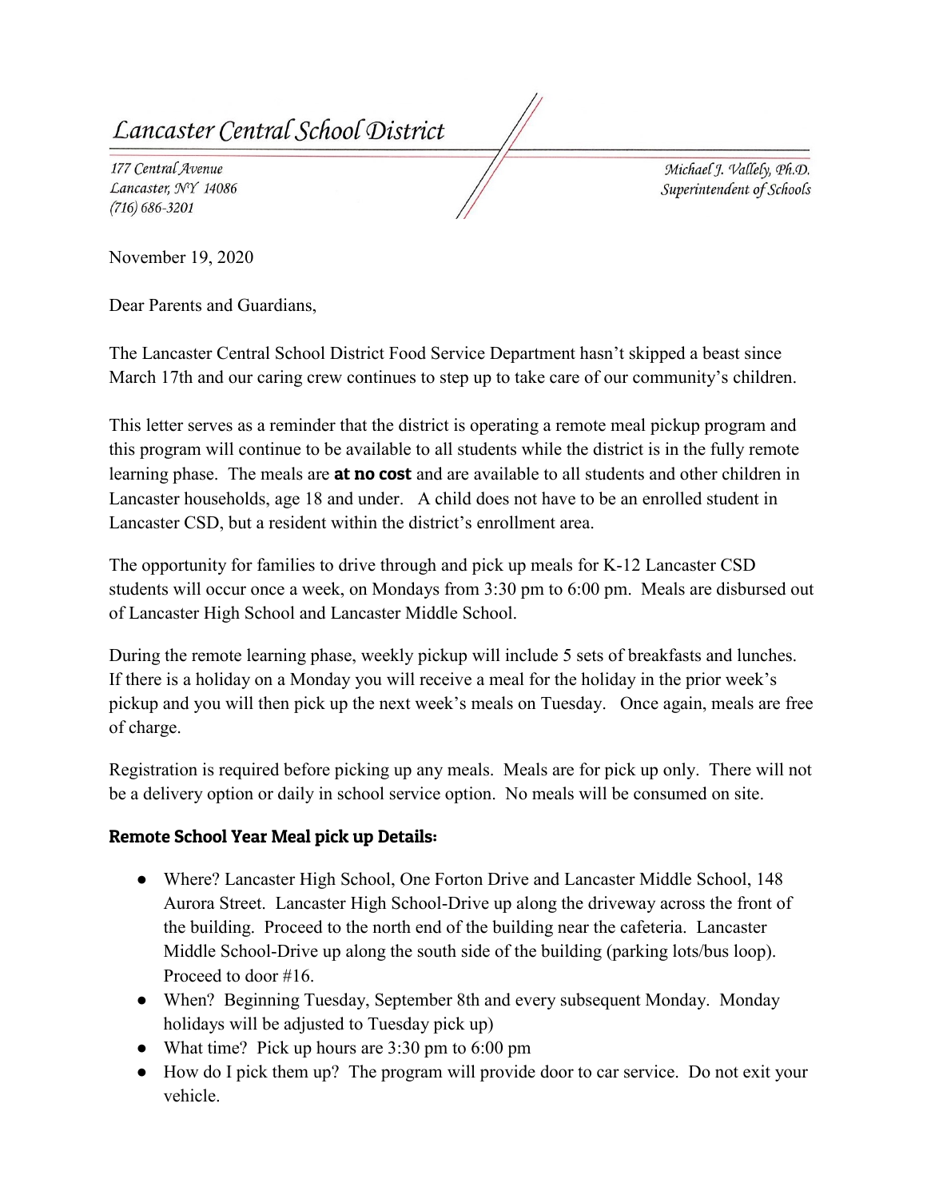# Lancaster Central School District

177 Central Avenue
Lancaster, NY 14086
(716) 686-3201

Michael J. Vallely, Ph.D.
Superintendent of Schools

November 19, 2020

Dear Parents and Guardians,

The Lancaster Central School District Food Service Department hasn't skipped a beast since March 17th and our caring crew continues to step up to take care of our community's children.

This letter serves as a reminder that the district is operating a remote meal pickup program and this program will continue to be available to all students while the district is in the fully remote learning phase. The meals are **at no cost** and are available to all students and other children in Lancaster households, age 18 and under. A child does not have to be an enrolled student in Lancaster CSD, but a resident within the district's enrollment area.

The opportunity for families to drive through and pick up meals for K-12 Lancaster CSD students will occur once a week, on Mondays from 3:30 pm to 6:00 pm. Meals are disbursed out of Lancaster High School and Lancaster Middle School.

During the remote learning phase, weekly pickup will include 5 sets of breakfasts and lunches. If there is a holiday on a Monday you will receive a meal for the holiday in the prior week's pickup and you will then pick up the next week's meals on Tuesday. Once again, meals are free of charge.

Registration is required before picking up any meals. Meals are for pick up only. There will not be a delivery option or daily in school service option. No meals will be consumed on site.

### Remote School Year Meal pick up Details:

- Where? Lancaster High School, One Forton Drive and Lancaster Middle School, 148 Aurora Street. Lancaster High School-Drive up along the driveway across the front of the building. Proceed to the north end of the building near the cafeteria. Lancaster Middle School-Drive up along the south side of the building (parking lots/bus loop). Proceed to door #16.
- When? Beginning Tuesday, September 8th and every subsequent Monday. Monday holidays will be adjusted to Tuesday pick up)
- What time? Pick up hours are 3:30 pm to 6:00 pm
- How do I pick them up? The program will provide door to car service. Do not exit your vehicle.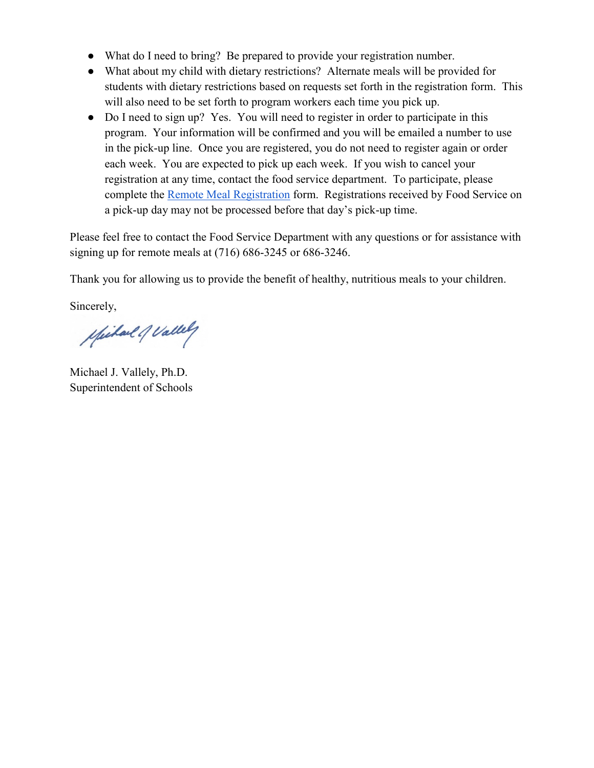- What do I need to bring? Be prepared to provide your registration number.
- What about my child with dietary restrictions? Alternate meals will be provided for students with dietary restrictions based on requests set forth in the registration form. This will also need to be set forth to program workers each time you pick up.
- Do I need to sign up? Yes. You will need to register in order to participate in this program. Your information will be confirmed and you will be emailed a number to use in the pick-up line. Once you are registered, you do not need to register again or order each week. You are expected to pick up each week. If you wish to cancel your registration at any time, contact the food service department. To participate, please complete the Remote Meal Registration form. Registrations received by Food Service on a pick-up day may not be processed before that day's pick-up time.

Please feel free to contact the Food Service Department with any questions or for assistance with signing up for remote meals at (716) 686-3245 or 686-3246.

Thank you for allowing us to provide the benefit of healthy, nutritious meals to your children.

Sincerely,

Michael J. Vallely, Ph.D.
Superintendent of Schools